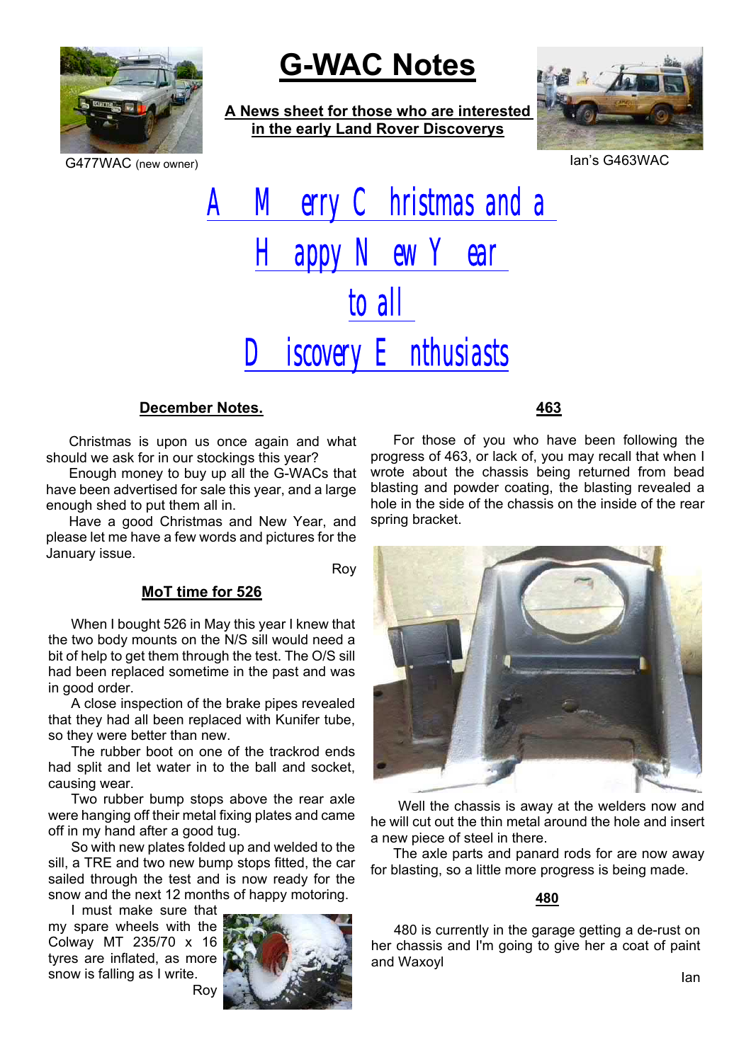# G-WAC Notes

**A News sheet for those who are interested in the early Land Rover Discoverys**

G477WAC (new owner)

Ian's G463WAC

## A Merry Christmas and a Happy New Year to all Discovery Enthusiasts

### December Notes.

Christmas is upon us once again and what should we ask for in our stockings this year?

Enough money to buy up all the G-WACs that have been advertised for sale this year, and a large enough shed to put them all in.

Have a good Christmas and New Year, and please let me have a few words and pictures for the January issue.

Roy

### MoT time for 526

When I bought 526 in May this year I knew that the two body mounts on the N/S sill would need a bit of help to get them through the test. The O/S sill had been replaced sometime in the past and was in good order.

A close inspection of the brake pipes revealed that they had all been replaced with Kunifer tube, so they were better than new.

The rubber boot on one of the trackrod ends had split and let water in to the ball and socket, causing wear.

Two rubber bump stops above the rear axle were hanging off their metal fixing plates and came off in my hand after a good tug.

So with new plates folded up and welded to the sill, a TRE and two new bump stops fitted, the car sailed through the test and is now ready for the snow and the next 12 months of happy motoring.

I must make sure that my spare wheels with the Colway MT 235/70 x 16 tyres are inflated, as more snow is falling as I write.

Roy

### 463

For those of you who have been following the progress of 463, or lack of, you may recall that when I wrote about the chassis being returned from bead blasting and powder coating, the blasting revealed a hole in the side of the chassis on the inside of the rear spring bracket.

Well the chassis is away at the welders now and he will cut out the thin metal around the hole and insert a new piece of steel in there.

The axle parts and panard rods for are now away for blasting, so a little more progress is being made.

### 480

480 is currently in the garage getting a de-rust on her chassis and I'm going to give her a coat of paint and Waxoyl

Ian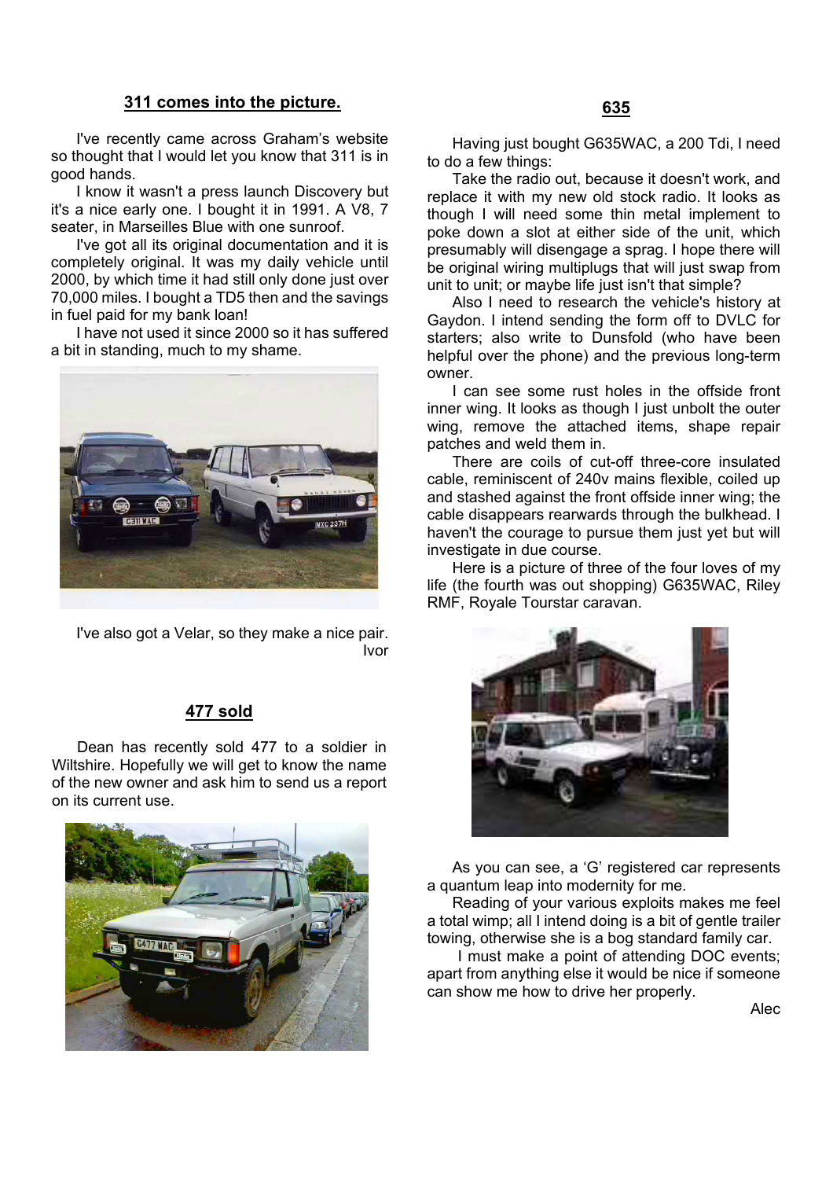## 311 comes into the picture.

I've recently came across Graham's website so thought that I would let you know that 311 is in good hands.

I know it wasn't a press launch Discovery but it's a nice early one. I bought it in 1991. A V8, 7 seater, in Marseilles Blue with one sunroof.

I've got all its original documentation and it is completely original. It was my daily vehicle until 2000, by which time it had still only done just over 70,000 miles. I bought a TD5 then and the savings in fuel paid for my bank loan!

I have not used it since 2000 so it has suffered a bit in standing, much to my shame.

I've also got a Velar, so they make a nice pair.

Ivor

## 477 sold

Dean has recently sold 477 to a soldier in Wiltshire. Hopefully we will get to know the name of the new owner and ask him to send us a report on its current use.

## 635

Having just bought G635WAC, a 200 Tdi, I need to do a few things:

Take the radio out, because it doesn't work, and replace it with my new old stock radio. It looks as though I will need some thin metal implement to poke down a slot at either side of the unit, which presumably will disengage a sprag. I hope there will be original wiring multiplugs that will just swap from unit to unit; or maybe life just isn't that simple?

Also I need to research the vehicle's history at Gaydon. I intend sending the form off to DVLC for starters; also write to Dunsfold (who have been helpful over the phone) and the previous long-term owner.

I can see some rust holes in the offside front inner wing. It looks as though I just unbolt the outer wing, remove the attached items, shape repair patches and weld them in.

There are coils of cut-off three-core insulated cable, reminiscent of 240v mains flexible, coiled up and stashed against the front offside inner wing; the cable disappears rearwards through the bulkhead. I haven't got the courage to pursue them just yet but will investigate in due course.

Here is a picture of three of the four loves of my life (the fourth was out shopping) G635WAC, Riley RMF, Royale Tourstar caravan.

As you can see, a 'G' registered car represents a quantum leap into modernity for me.

Reading of your various exploits makes me feel a total wimp; all I intend doing is a bit of gentle trailer towing, otherwise she is a bog standard family car.

I must make a point of attending DOC events; apart from anything else it would be nice if someone can show me how to drive her properly.

Alec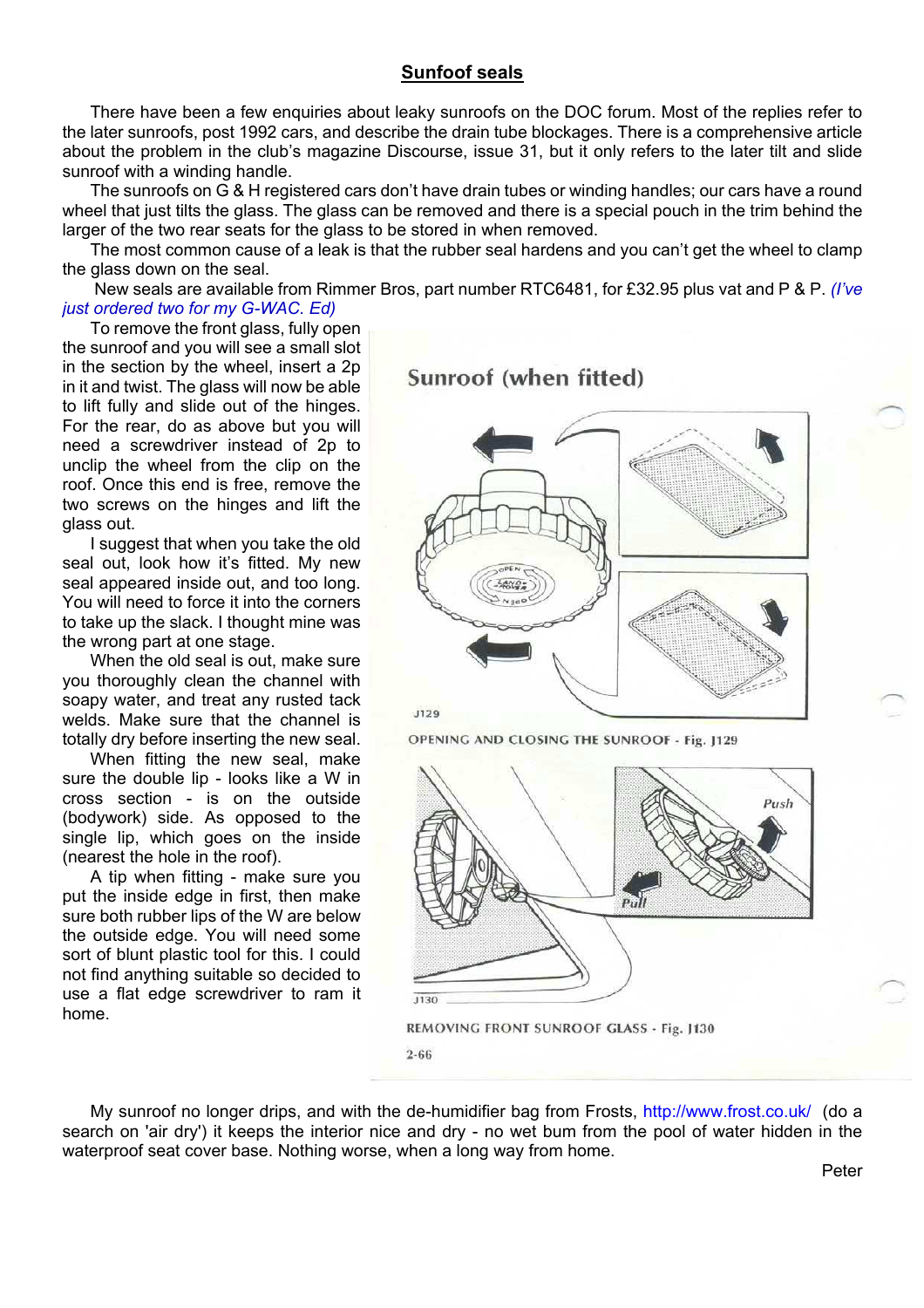## Sunfoof seals

There have been a few enquiries about leaky sunroofs on the DOC forum. Most of the replies refer to the later sunroofs, post 1992 cars, and describe the drain tube blockages. There is a comprehensive article about the problem in the club's magazine Discourse, issue 31, but it only refers to the later tilt and slide sunroof with a winding handle.

The sunroofs on G & H registered cars don't have drain tubes or winding handles; our cars have a round wheel that just tilts the glass. The glass can be removed and there is a special pouch in the trim behind the larger of the two rear seats for the glass to be stored in when removed.

The most common cause of a leak is that the rubber seal hardens and you can't get the wheel to clamp the glass down on the seal.

New seals are available from Rimmer Bros, part number RTC6481, for £32.95 plus vat and P & P. *(I've just ordered two for my G-WAC. Ed)*

To remove the front glass, fully open the sunroof and you will see a small slot in the section by the wheel, insert a 2p in it and twist. The glass will now be able to lift fully and slide out of the hinges. For the rear, do as above but you will need a screwdriver instead of 2p to unclip the wheel from the clip on the roof. Once this end is free, remove the two screws on the hinges and lift the glass out.

I suggest that when you take the old seal out, look how it's fitted. My new seal appeared inside out, and too long. You will need to force it into the corners to take up the slack. I thought mine was the wrong part at one stage.

When the old seal is out, make sure you thoroughly clean the channel with soapy water, and treat any rusted tack welds. Make sure that the channel is totally dry before inserting the new seal.

When fitting the new seal, make sure the double lip - looks like a W in cross section - is on the outside (bodywork) side. As opposed to the single lip, which goes on the inside (nearest the hole in the roof).

A tip when fitting - make sure you put the inside edge in first, then make sure both rubber lips of the W are below the outside edge. You will need some sort of blunt plastic tool for this. I could not find anything suitable so decided to use a flat edge screwdriver to ram it home.

Sunroof (when fitted)

OPENING AND CLOSING THE SUNROOF - Fig. J129

REMOVING FRONT SUNROOF GLASS - Fig. J130

My sunroof no longer drips, and with the de-humidifier bag from Frosts, http://www.frost.co.uk/ (do a search on 'air dry') it keeps the interior nice and dry - no wet bum from the pool of water hidden in the waterproof seat cover base. Nothing worse, when a long way from home.

Peter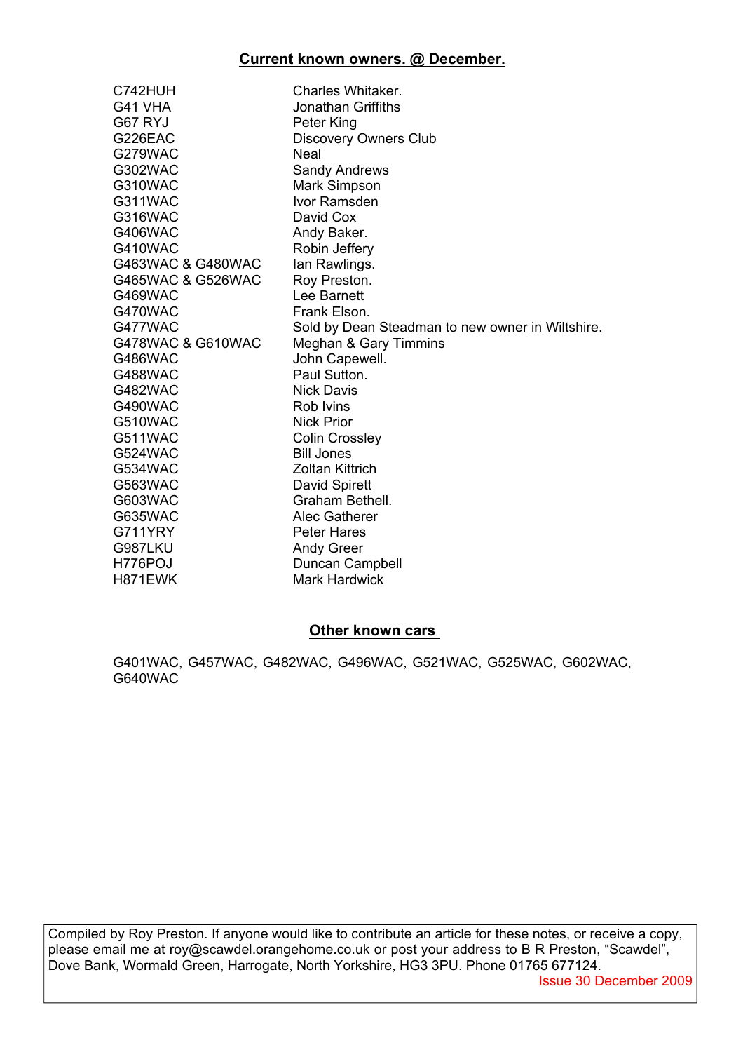## Current known owners. @ December.

| | |
|---|---|
| C742HUH | Charles Whitaker. |
| G41 VHA | Jonathan Griffiths |
| G67 RYJ | Peter King |
| G226EAC | Discovery Owners Club |
| G279WAC | Neal |
| G302WAC | Sandy Andrews |
| G310WAC | Mark Simpson |
| G311WAC | Ivor Ramsden |
| G316WAC | David Cox |
| G406WAC | Andy Baker. |
| G410WAC | Robin Jeffery |
| G463WAC & G480WAC | Ian Rawlings. |
| G465WAC & G526WAC | Roy Preston. |
| G469WAC | Lee Barnett |
| G470WAC | Frank Elson. |
| G477WAC | Sold by Dean Steadman to new owner in Wiltshire. |
| G478WAC & G610WAC | Meghan & Gary Timmins |
| G486WAC | John Capewell. |
| G488WAC | Paul Sutton. |
| G482WAC | Nick Davis |
| G490WAC | Rob Ivins |
| G510WAC | Nick Prior |
| G511WAC | Colin Crossley |
| G524WAC | Bill Jones |
| G534WAC | Zoltan Kittrich |
| G563WAC | David Spirett |
| G603WAC | Graham Bethell. |
| G635WAC | Alec Gatherer |
| G711YRY | Peter Hares |
| G987LKU | Andy Greer |
| H776POJ | Duncan Campbell |
| H871EWK | Mark Hardwick |

## Other known cars

G401WAC, G457WAC, G482WAC, G496WAC, G521WAC, G525WAC, G602WAC, G640WAC

Compiled by Roy Preston. If anyone would like to contribute an article for these notes, or receive a copy, please email me at roy@scawdel.orangehome.co.uk or post your address to B R Preston, "Scawdel", Dove Bank, Wormald Green, Harrogate, North Yorkshire, HG3 3PU. Phone 01765 677124.

Issue 30 December 2009